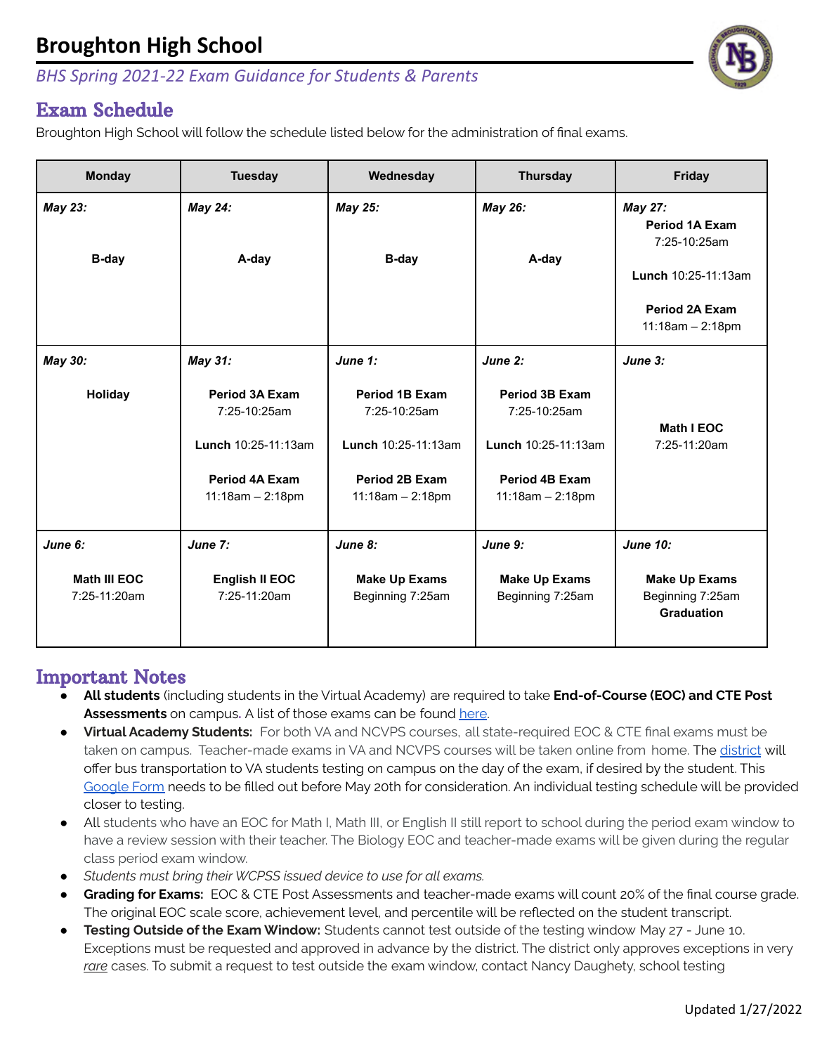# Broughton High School

*BHS Spring 2021-22 Exam Guidance for Students & Parents*

## Exam Schedule

Broughton High School will follow the schedule listed below for the administration of final exams.

| Monday | Tuesday | Wednesday | Thursday | Friday |
|---|---|---|---|---|
| ***May 23:*** **B-day** | ***May 24:*** **A-day** | ***May 25:*** **B-day** | ***May 26:*** **A-day** | ***May 27:*** **Period 1A Exam** 7:25-10:25am **Lunch** 10:25-11:13am **Period 2A Exam** 11:18am – 2:18pm |
| ***May 30:*** **Holiday** | ***May 31:*** **Period 3A Exam** 7:25-10:25am **Lunch** 10:25-11:13am **Period 4A Exam** 11:18am – 2:18pm | ***June 1:*** **Period 1B Exam** 7:25-10:25am **Lunch** 10:25-11:13am **Period 2B Exam** 11:18am – 2:18pm | ***June 2:*** **Period 3B Exam** 7:25-10:25am **Lunch** 10:25-11:13am **Period 4B Exam** 11:18am – 2:18pm | ***June 3:*** **Math I EOC** 7:25-11:20am |
| ***June 6:*** **Math III EOC** 7:25-11:20am | ***June 7:*** **English II EOC** 7:25-11:20am | ***June 8:*** **Make Up Exams** Beginning 7:25am | ***June 9:*** **Make Up Exams** Beginning 7:25am | ***June 10:*** **Make Up Exams** Beginning 7:25am **Graduation** |

## Important Notes

- **All students** (including students in the Virtual Academy) are required to take **End-of-Course (EOC) and CTE Post Assessments** on campus. A list of those exams can be found here.
- **Virtual Academy Students:** For both VA and NCVPS courses, all state-required EOC & CTE final exams must be taken on campus. Teacher-made exams in VA and NCVPS courses will be taken online from home. The district will offer bus transportation to VA students testing on campus on the day of the exam, if desired by the student. This Google Form needs to be filled out before May 20th for consideration. An individual testing schedule will be provided closer to testing.
- All students who have an EOC for Math I, Math III, or English II still report to school during the period exam window to have a review session with their teacher. The Biology EOC and teacher-made exams will be given during the regular class period exam window.
- *Students must bring their WCPSS issued device to use for all exams.*
- **Grading for Exams:** EOC & CTE Post Assessments and teacher-made exams will count 20% of the final course grade. The original EOC scale score, achievement level, and percentile will be reflected on the student transcript.
- **Testing Outside of the Exam Window:** Students cannot test outside of the testing window May 27 - June 10. Exceptions must be requested and approved in advance by the district. The district only approves exceptions in very *rare* cases. To submit a request to test outside the exam window, contact Nancy Daughety, school testing

Updated 1/27/2022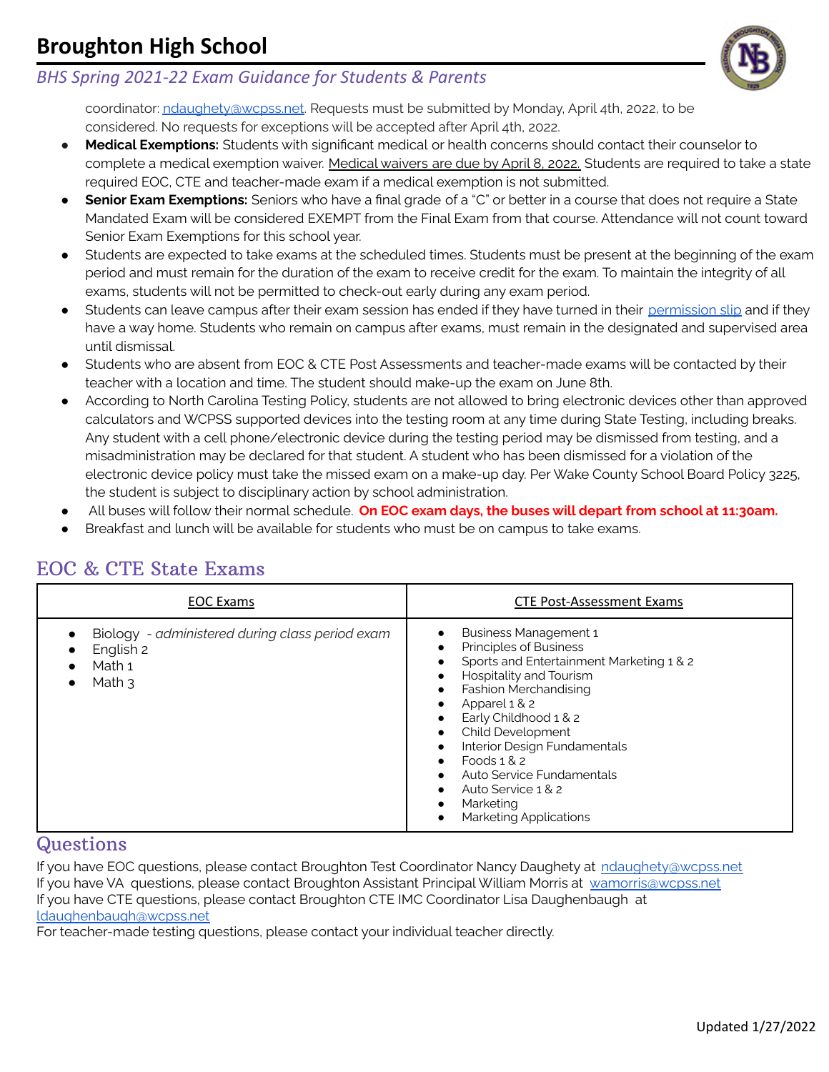coordinator: [ndaughety@wcpss.net](mailto:ndaughety@wcpss.net). Requests must be submitted by Monday, April 4th, 2022, to be considered. No requests for exceptions will be accepted after April 4th, 2022.

- **Medical Exemptions:** Students with significant medical or health concerns should contact their counselor to complete a medical exemption waiver. Medical waivers are due by April 8, 2022. Students are required to take a state required EOC, CTE and teacher-made exam if a medical exemption is not submitted.
- **Senior Exam Exemptions:** Seniors who have a final grade of a "C" or better in a course that does not require a State Mandated Exam will be considered EXEMPT from the Final Exam from that course. Attendance will not count toward Senior Exam Exemptions for this school year.
- Students are expected to take exams at the scheduled times. Students must be present at the beginning of the exam period and must remain for the duration of the exam to receive credit for the exam. To maintain the integrity of all exams, students will not be permitted to check-out early during any exam period.
- Students can leave campus after their exam session has ended if they have turned in their permission slip and if they have a way home. Students who remain on campus after exams, must remain in the designated and supervised area until dismissal.
- Students who are absent from EOC & CTE Post Assessments and teacher-made exams will be contacted by their teacher with a location and time. The student should make-up the exam on June 8th.
- According to North Carolina Testing Policy, students are not allowed to bring electronic devices other than approved calculators and WCPSS supported devices into the testing room at any time during State Testing, including breaks. Any student with a cell phone/electronic device during the testing period may be dismissed from testing, and a misadministration may be declared for that student. A student who has been dismissed for a violation of the electronic device policy must take the missed exam on a make-up day. Per Wake County School Board Policy 3225, the student is subject to disciplinary action by school administration.
- All buses will follow their normal schedule. **On EOC exam days, the buses will depart from school at 11:30am.**
- Breakfast and lunch will be available for students who must be on campus to take exams.

## EOC & CTE State Exams

| EOC Exams | CTE Post-Assessment Exams |
|---|---|
| • Biology - *administered during class period exam*<br>• English 2<br>• Math 1<br>• Math 3 | • Business Management 1<br>• Principles of Business<br>• Sports and Entertainment Marketing 1 & 2<br>• Hospitality and Tourism<br>• Fashion Merchandising<br>• Apparel 1 & 2<br>• Early Childhood 1 & 2<br>• Child Development<br>• Interior Design Fundamentals<br>• Foods 1 & 2<br>• Auto Service Fundamentals<br>• Auto Service 1 & 2<br>• Marketing<br>• Marketing Applications |

## Questions

If you have EOC questions, please contact Broughton Test Coordinator Nancy Daughety at [ndaughety@wcpss.net](mailto:ndaughety@wcpss.net)
If you have VA questions, please contact Broughton Assistant Principal William Morris at [wamorris@wcpss.net](mailto:wamorris@wcpss.net)
If you have CTE questions, please contact Broughton CTE IMC Coordinator Lisa Daughenbaugh at [ldaughenbaugh@wcpss.net](mailto:ldaughenbaugh@wcpss.net)
For teacher-made testing questions, please contact your individual teacher directly.

Updated 1/27/2022